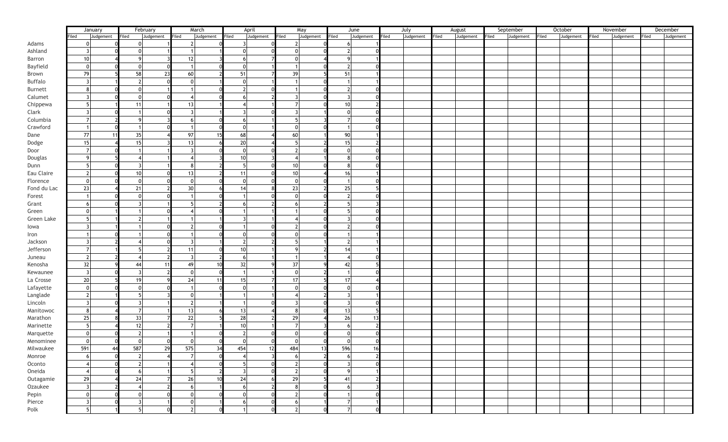| | January | | February | | March | | April | | May | | June | | July | | August | | September | | October | | November | | December | |
|---|---|---|---|---|---|---|---|---|---|---|---|---|---|---|---|---|---|---|---|---|---|---|---|---|
| | Filed | Judgement | Filed | Judgement | Filed | Judgement | Filed | Judgement | Filed | Judgement | Filed | Judgement | Filed | Judgement | Filed | Judgement | Filed | Judgement | Filed | Judgement | Filed | Judgement | Filed | Judgement |
| Adams | 0 | 0 | 0 | 1 | 2 | 0 | 3 | 0 | 2 | 0 | 6 | 1 | | | | | | | | | | | | |
| Ashland | 3 | 0 | 0 | 1 | 1 | 1 | 0 | 0 | 0 | 0 | 2 | 0 | | | | | | | | | | | | |
| Barron | 10 | 4 | 9 | 3 | 12 | 3 | 6 | 7 | 0 | 4 | 9 | 1 | | | | | | | | | | | | |
| Bayfield | 0 | 0 | 0 | 0 | 1 | 0 | 0 | 1 | 1 | 0 | 2 | 0 | | | | | | | | | | | | |
| Brown | 79 | 5 | 58 | 23 | 60 | 2 | 51 | 7 | 39 | 5 | 51 | 1 | | | | | | | | | | | | |
| Buffalo | 3 | 1 | 2 | 0 | 0 | 1 | 0 | 1 | 1 | 0 | 1 | 1 | | | | | | | | | | | | |
| Burnett | 8 | 0 | 0 | 1 | 1 | 0 | 2 | 0 | 1 | 0 | 2 | 0 | | | | | | | | | | | | |
| Calumet | 3 | 0 | 0 | 0 | 4 | 0 | 6 | 2 | 3 | 0 | 3 | 0 | | | | | | | | | | | | |
| Chippewa | 5 | 1 | 11 | 1 | 13 | 1 | 4 | 1 | 7 | 0 | 10 | 2 | | | | | | | | | | | | |
| Clark | 3 | 0 | 1 | 0 | 3 | 1 | 3 | 0 | 3 | 1 | 0 | 0 | | | | | | | | | | | | |
| Columbia | 7 | 2 | 9 | 3 | 6 | 0 | 6 | 1 | 5 | 3 | 7 | 0 | | | | | | | | | | | | |
| Crawford | 1 | 0 | 1 | 0 | 1 | 0 | 0 | 1 | 0 | 0 | 1 | 0 | | | | | | | | | | | | |
| Dane | 77 | 11 | 35 | 4 | 97 | 15 | 68 | 4 | 60 | 1 | 90 | 1 | | | | | | | | | | | | |
| Dodge | 15 | 4 | 15 | 3 | 13 | 6 | 20 | 4 | 5 | 2 | 15 | 2 | | | | | | | | | | | | |
| Door | 7 | 0 | 1 | 1 | 3 | 0 | 0 | 0 | 2 | 0 | 0 | 0 | | | | | | | | | | | | |
| Douglas | 9 | 5 | 4 | 1 | 4 | 3 | 10 | 3 | 4 | 1 | 8 | 0 | | | | | | | | | | | | |
| Dunn | 5 | 0 | 3 | 1 | 8 | 2 | 5 | 0 | 10 | 0 | 8 | 0 | | | | | | | | | | | | |
| Eau Claire | 2 | 0 | 10 | 0 | 13 | 2 | 11 | 0 | 10 | 4 | 16 | 1 | | | | | | | | | | | | |
| Florence | 0 | 0 | 0 | 0 | 0 | 0 | 0 | 0 | 0 | 0 | 1 | 0 | | | | | | | | | | | | |
| Fond du Lac | 23 | 4 | 21 | 2 | 30 | 6 | 14 | 8 | 23 | 2 | 25 | 5 | | | | | | | | | | | | |
| Forest | 1 | 0 | 0 | 0 | 1 | 0 | 1 | 0 | 0 | 0 | 2 | 0 | | | | | | | | | | | | |
| Grant | 6 | 0 | 3 | 1 | 5 | 2 | 6 | 2 | 6 | 2 | 5 | 3 | | | | | | | | | | | | |
| Green | 0 | 1 | 1 | 0 | 4 | 0 | 1 | 1 | 1 | 0 | 5 | 0 | | | | | | | | | | | | |
| Green Lake | 5 | 1 | 2 | 1 | 1 | 1 | 3 | 1 | 4 | 0 | 3 | 0 | | | | | | | | | | | | |
| Iowa | 3 | 1 | 1 | 0 | 2 | 0 | 1 | 0 | 2 | 0 | 2 | 0 | | | | | | | | | | | | |
| Iron | 1 | 0 | 1 | 0 | 1 | 0 | 0 | 0 | 0 | 0 | 1 | 1 | | | | | | | | | | | | |
| Jackson | 3 | 2 | 4 | 0 | 3 | 1 | 2 | 2 | 5 | 1 | 2 | 1 | | | | | | | | | | | | |
| Jefferson | 7 | 1 | 5 | 2 | 11 | 0 | 10 | 1 | 9 | 2 | 14 | 1 | | | | | | | | | | | | |
| Juneau | 2 | 2 | 4 | 2 | 3 | 2 | 6 | 1 | 1 | 1 | 4 | 0 | | | | | | | | | | | | |
| Kenosha | 32 | 9 | 44 | 11 | 49 | 10 | 32 | 9 | 37 | 9 | 42 | 5 | | | | | | | | | | | | |
| Kewaunee | 3 | 0 | 3 | 2 | 0 | 0 | 1 | 1 | 0 | 2 | 1 | 0 | | | | | | | | | | | | |
| La Crosse | 20 | 5 | 19 | 9 | 24 | 11 | 15 | 7 | 17 | 5 | 17 | 4 | | | | | | | | | | | | |
| Lafayette | 0 | 0 | 0 | 0 | 1 | 0 | 0 | 1 | 0 | 0 | 0 | 0 | | | | | | | | | | | | |
| Langlade | 2 | 1 | 5 | 3 | 0 | 1 | 1 | 1 | 4 | 2 | 3 | 1 | | | | | | | | | | | | |
| Lincoln | 3 | 0 | 3 | 1 | 2 | 1 | 1 | 0 | 3 | 0 | 3 | 0 | | | | | | | | | | | | |
| Manitowoc | 8 | 4 | 7 | 1 | 13 | 6 | 13 | 4 | 8 | 0 | 13 | 5 | | | | | | | | | | | | |
| Marathon | 25 | 8 | 33 | 7 | 22 | 5 | 28 | 2 | 29 | 4 | 26 | 13 | | | | | | | | | | | | |
| Marinette | 5 | 4 | 12 | 2 | 7 | 1 | 10 | 1 | 7 | 3 | 6 | 2 | | | | | | | | | | | | |
| Marquette | 0 | 0 | 2 | 1 | 1 | 0 | 2 | 0 | 0 | 0 | 0 | 0 | | | | | | | | | | | | |
| Menominee | 0 | 0 | 0 | 0 | 0 | 0 | 0 | 0 | 0 | 0 | 0 | 0 | | | | | | | | | | | | |
| Milwaukee | 591 | 44 | 587 | 29 | 575 | 34 | 454 | 12 | 484 | 13 | 596 | 16 | | | | | | | | | | | | |
| Monroe | 6 | 0 | 2 | 4 | 7 | 0 | 4 | 3 | 6 | 2 | 6 | 2 | | | | | | | | | | | | |
| Oconto | 4 | 0 | 2 | 1 | 4 | 0 | 5 | 0 | 2 | 0 | 3 | 0 | | | | | | | | | | | | |
| Oneida | 4 | 0 | 6 | 1 | 5 | 2 | 3 | 0 | 2 | 0 | 9 | 1 | | | | | | | | | | | | |
| Outagamie | 29 | 4 | 24 | 7 | 26 | 10 | 24 | 6 | 29 | 5 | 41 | 2 | | | | | | | | | | | | |
| Ozaukee | 3 | 2 | 4 | 2 | 6 | 1 | 6 | 2 | 8 | 0 | 6 | 3 | | | | | | | | | | | | |
| Pepin | 0 | 0 | 0 | 0 | 0 | 0 | 0 | 0 | 2 | 0 | 1 | 0 | | | | | | | | | | | | |
| Pierce | 3 | 0 | 3 | 1 | 0 | 1 | 6 | 0 | 6 | 1 | 7 | 1 | | | | | | | | | | | | |
| Polk | 5 | 1 | 5 | 0 | 2 | 0 | 1 | 0 | 2 | 0 | 7 | 0 | | | | | | | | | | | | |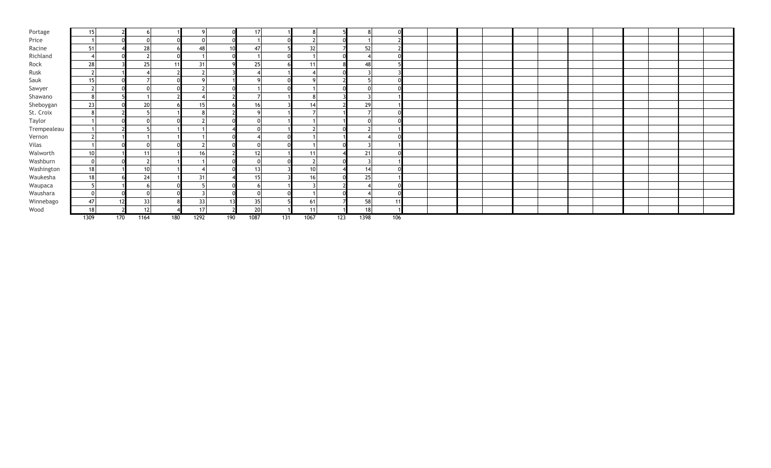| | | | | | | | | | | | | |
|---|---|---|---|---|---|---|---|---|---|---|---|---|
| Portage | 15 | 2 | 6 | 1 | 9 | 0 | 17 | 1 | 8 | 5 | 8 | 0 |
| Price | 1 | 0 | 0 | 0 | 0 | 0 | 1 | 0 | 2 | 0 | 1 | 2 |
| Racine | 51 | 4 | 28 | 6 | 48 | 10 | 47 | 5 | 32 | 7 | 52 | 2 |
| Richland | 4 | 0 | 2 | 0 | 1 | 0 | 1 | 0 | 1 | 0 | 4 | 0 |
| Rock | 28 | 3 | 25 | 11 | 31 | 9 | 25 | 6 | 11 | 8 | 48 | 5 |
| Rusk | 2 | 1 | 4 | 2 | 2 | 3 | 4 | 1 | 4 | 0 | 3 | 3 |
| Sauk | 15 | 0 | 7 | 0 | 9 | 1 | 9 | 0 | 9 | 2 | 5 | 0 |
| Sawyer | 2 | 0 | 0 | 0 | 2 | 0 | 1 | 0 | 1 | 0 | 0 | 0 |
| Shawano | 8 | 5 | 1 | 2 | 4 | 2 | 7 | 1 | 8 | 3 | 3 | 1 |
| Sheboygan | 23 | 0 | 20 | 6 | 15 | 6 | 16 | 3 | 14 | 2 | 29 | 1 |
| St. Croix | 8 | 2 | 5 | 1 | 8 | 2 | 9 | 1 | 7 | 1 | 7 | 0 |
| Taylor | 1 | 0 | 0 | 0 | 2 | 0 | 0 | 1 | 1 | 1 | 0 | 0 |
| Trempealeau | 1 | 2 | 5 | 1 | 1 | 4 | 0 | 1 | 2 | 0 | 2 | 1 |
| Vernon | 2 | 1 | 1 | 1 | 1 | 0 | 4 | 0 | 1 | 1 | 4 | 0 |
| Vilas | 1 | 0 | 0 | 0 | 2 | 0 | 0 | 0 | 1 | 0 | 3 | 1 |
| Walworth | 10 | 1 | 11 | 1 | 16 | 2 | 12 | 1 | 11 | 4 | 21 | 0 |
| Washburn | 0 | 0 | 2 | 1 | 1 | 0 | 0 | 0 | 2 | 0 | 3 | 1 |
| Washington | 18 | 1 | 10 | 1 | 4 | 0 | 13 | 3 | 10 | 4 | 14 | 0 |
| Waukesha | 18 | 6 | 24 | 1 | 31 | 4 | 15 | 3 | 16 | 0 | 25 | 1 |
| Waupaca | 5 | 1 | 6 | 0 | 5 | 0 | 6 | 1 | 3 | 2 | 4 | 0 |
| Waushara | 0 | 0 | 0 | 0 | 3 | 0 | 0 | 0 | 1 | 0 | 4 | 0 |
| Winnebago | 47 | 12 | 33 | 8 | 33 | 13 | 35 | 5 | 61 | 7 | 58 | 11 |
| Wood | 18 | 2 | 12 | 4 | 17 | 2 | 20 | 1 | 11 | 1 | 18 | 1 |
| | 1309 | 170 | 1164 | 180 | 1292 | 190 | 1087 | 131 | 1067 | 123 | 1398 | 106 |